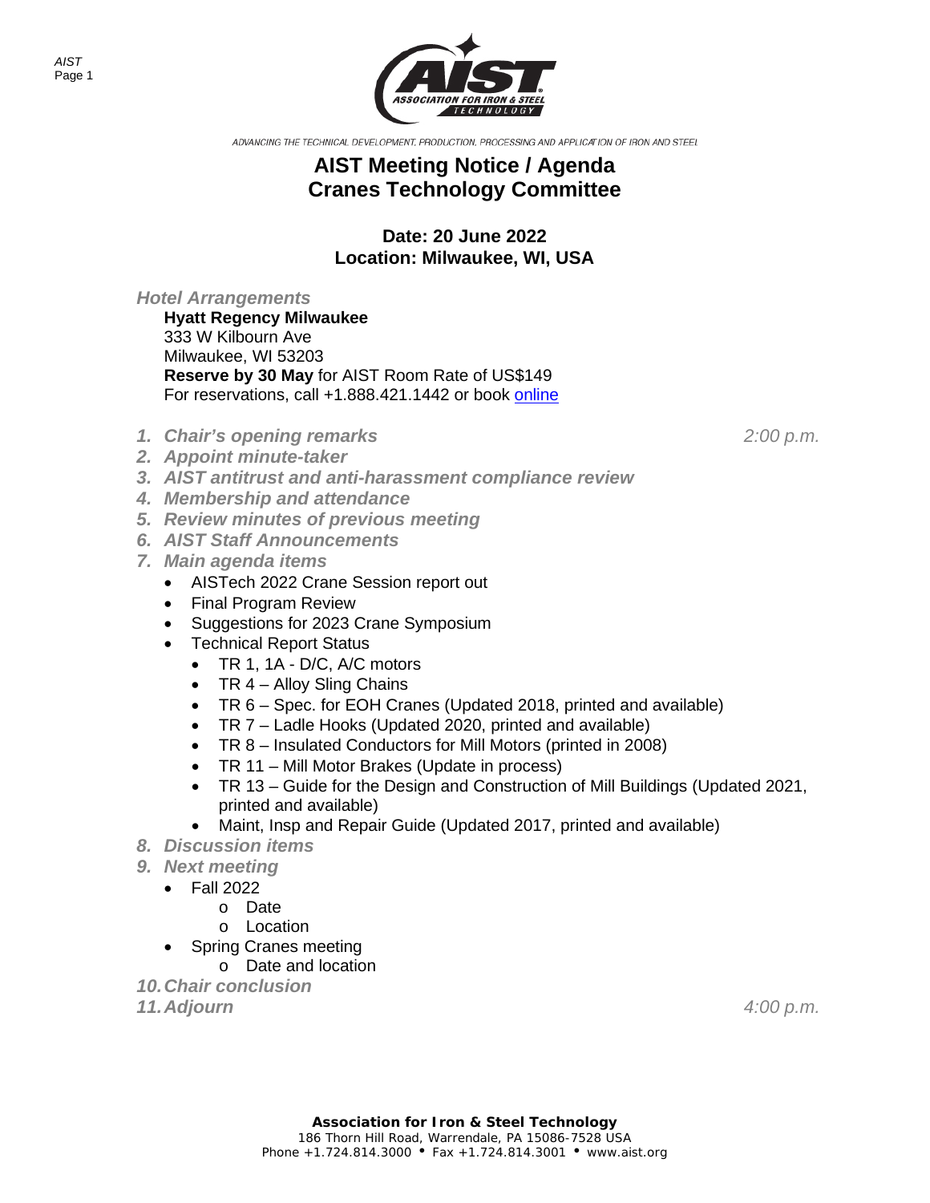ADVANCING THE TECHNICAL DEVELOPMENT, PRODUCTION, PROCESSING AND APPLICATION OF IRON AND STEEL

# AIST Meeting Notice / Agenda
# Cranes Technology Committee

### Date: 20 June 2022
### Location: Milwaukee, WI, USA

***Hotel Arrangements***

**Hyatt Regency Milwaukee**
333 W Kilbourn Ave
Milwaukee, WI 53203
**Reserve by 30 May** for AIST Room Rate of US$149
For reservations, call +1.888.421.1442 or book online

1. ***Chair's opening remarks*** *2:00 p.m.*
2. ***Appoint minute-taker***
3. ***AIST antitrust and anti-harassment compliance review***
4. ***Membership and attendance***
5. ***Review minutes of previous meeting***
6. ***AIST Staff Announcements***
7. ***Main agenda items***
   - AISTech 2022 Crane Session report out
   - Final Program Review
   - Suggestions for 2023 Crane Symposium
   - Technical Report Status
     - TR 1, 1A - D/C, A/C motors
     - TR 4 – Alloy Sling Chains
     - TR 6 – Spec. for EOH Cranes (Updated 2018, printed and available)
     - TR 7 – Ladle Hooks (Updated 2020, printed and available)
     - TR 8 – Insulated Conductors for Mill Motors (printed in 2008)
     - TR 11 – Mill Motor Brakes (Update in process)
     - TR 13 – Guide for the Design and Construction of Mill Buildings (Updated 2021, printed and available)
     - Maint, Insp and Repair Guide (Updated 2017, printed and available)
8. ***Discussion items***
9. ***Next meeting***
   - Fall 2022
     - Date
     - Location
   - Spring Cranes meeting
     - Date and location
10. ***Chair conclusion***
11. ***Adjourn*** *4:00 p.m.*

**Association for Iron & Steel Technology**
186 Thorn Hill Road, Warrendale, PA 15086-7528 USA
Phone +1.724.814.3000 • Fax +1.724.814.3001 • www.aist.org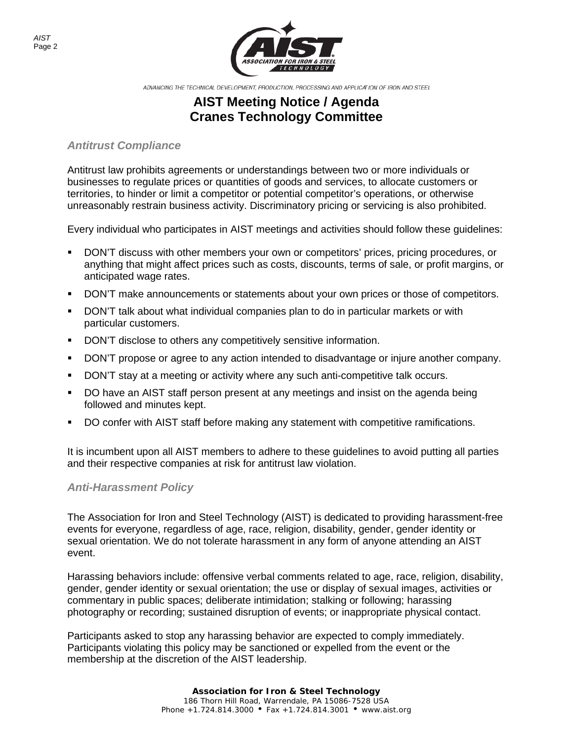ADVANCING THE TECHNICAL DEVELOPMENT, PRODUCTION, PROCESSING AND APPLICATION OF IRON AND STEEL

# AIST Meeting Notice / Agenda
# Cranes Technology Committee

### *Antitrust Compliance*

Antitrust law prohibits agreements or understandings between two or more individuals or businesses to regulate prices or quantities of goods and services, to allocate customers or territories, to hinder or limit a competitor or potential competitor's operations, or otherwise unreasonably restrain business activity. Discriminatory pricing or servicing is also prohibited.

Every individual who participates in AIST meetings and activities should follow these guidelines:

- DON'T discuss with other members your own or competitors' prices, pricing procedures, or anything that might affect prices such as costs, discounts, terms of sale, or profit margins, or anticipated wage rates.
- DON'T make announcements or statements about your own prices or those of competitors.
- DON'T talk about what individual companies plan to do in particular markets or with particular customers.
- DON'T disclose to others any competitively sensitive information.
- DON'T propose or agree to any action intended to disadvantage or injure another company.
- DON'T stay at a meeting or activity where any such anti-competitive talk occurs.
- DO have an AIST staff person present at any meetings and insist on the agenda being followed and minutes kept.
- DO confer with AIST staff before making any statement with competitive ramifications.

It is incumbent upon all AIST members to adhere to these guidelines to avoid putting all parties and their respective companies at risk for antitrust law violation.

### *Anti-Harassment Policy*

The Association for Iron and Steel Technology (AIST) is dedicated to providing harassment-free events for everyone, regardless of age, race, religion, disability, gender, gender identity or sexual orientation. We do not tolerate harassment in any form of anyone attending an AIST event.

Harassing behaviors include: offensive verbal comments related to age, race, religion, disability, gender, gender identity or sexual orientation; the use or display of sexual images, activities or commentary in public spaces; deliberate intimidation; stalking or following; harassing photography or recording; sustained disruption of events; or inappropriate physical contact.

Participants asked to stop any harassing behavior are expected to comply immediately. Participants violating this policy may be sanctioned or expelled from the event or the membership at the discretion of the AIST leadership.

**Association for Iron & Steel Technology**
186 Thorn Hill Road, Warrendale, PA 15086-7528 USA
Phone +1.724.814.3000 • Fax +1.724.814.3001 • www.aist.org